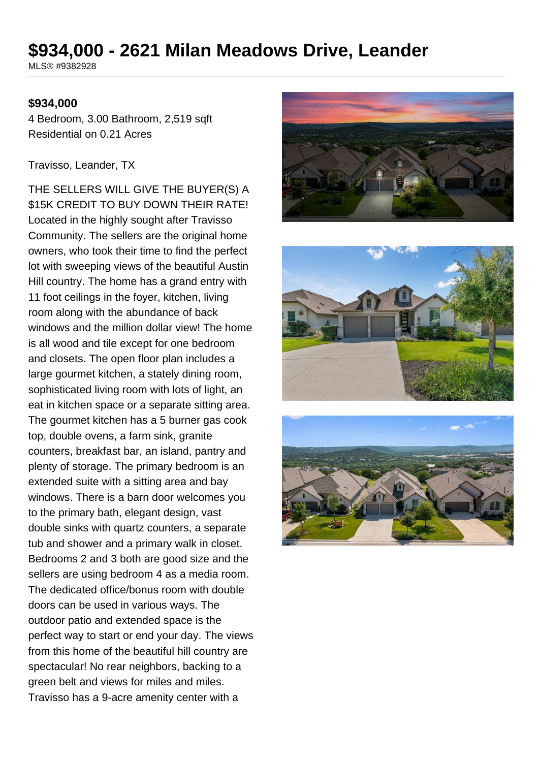# $934,000 - 2621 Milan Meadows Drive, Leander

MLS® #9382928

**$934,000**

4 Bedroom, 3.00 Bathroom, 2,519 sqft
Residential on 0.21 Acres

Travisso, Leander, TX

THE SELLERS WILL GIVE THE BUYER(S) A $15K CREDIT TO BUY DOWN THEIR RATE! Located in the highly sought after Travisso Community. The sellers are the original home owners, who took their time to find the perfect lot with sweeping views of the beautiful Austin Hill country. The home has a grand entry with 11 foot ceilings in the foyer, kitchen, living room along with the abundance of back windows and the million dollar view! The home is all wood and tile except for one bedroom and closets. The open floor plan includes a large gourmet kitchen, a stately dining room, sophisticated living room with lots of light, an eat in kitchen space or a separate sitting area. The gourmet kitchen has a 5 burner gas cook top, double ovens, a farm sink, granite counters, breakfast bar, an island, pantry and plenty of storage. The primary bedroom is an extended suite with a sitting area and bay windows. There is a barn door welcomes you to the primary bath, elegant design, vast double sinks with quartz counters, a separate tub and shower and a primary walk in closet. Bedrooms 2 and 3 both are good size and the sellers are using bedroom 4 as a media room. The dedicated office/bonus room with double doors can be used in various ways. The outdoor patio and extended space is the perfect way to start or end your day. The views from this home of the beautiful hill country are spectacular! No rear neighbors, backing to a green belt and views for miles and miles. Travisso has a 9-acre amenity center with a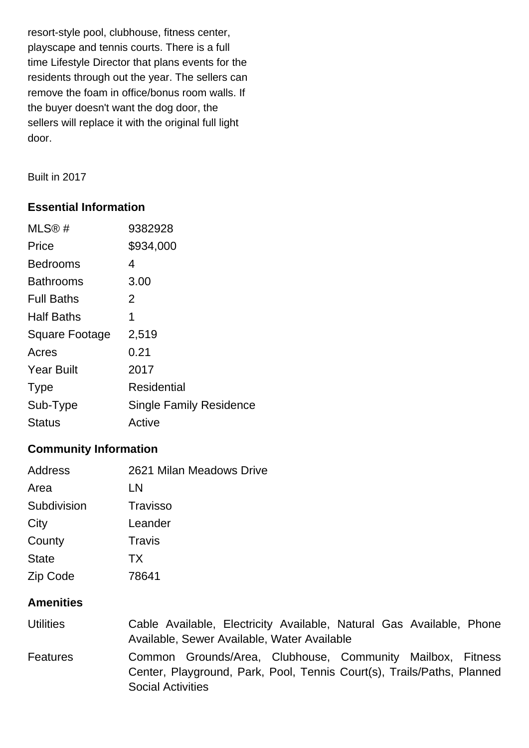resort-style pool, clubhouse, fitness center, playscape and tennis courts. There is a full time Lifestyle Director that plans events for the residents through out the year. The sellers can remove the foam in office/bonus room walls. If the buyer doesn't want the dog door, the sellers will replace it with the original full light door.

Built in 2017

### Essential Information

| | |
|---|---|
| MLS® # | 9382928 |
| Price | $934,000 |
| Bedrooms | 4 |
| Bathrooms | 3.00 |
| Full Baths | 2 |
| Half Baths | 1 |
| Square Footage | 2,519 |
| Acres | 0.21 |
| Year Built | 2017 |
| Type | Residential |
| Sub-Type | Single Family Residence |
| Status | Active |

### Community Information

| | |
|---|---|
| Address | 2621 Milan Meadows Drive |
| Area | LN |
| Subdivision | Travisso |
| City | Leander |
| County | Travis |
| State | TX |
| Zip Code | 78641 |

### Amenities

| | |
|---|---|
| Utilities | Cable Available, Electricity Available, Natural Gas Available, Phone Available, Sewer Available, Water Available |
| Features | Common Grounds/Area, Clubhouse, Community Mailbox, Fitness Center, Playground, Park, Pool, Tennis Court(s), Trails/Paths, Planned Social Activities |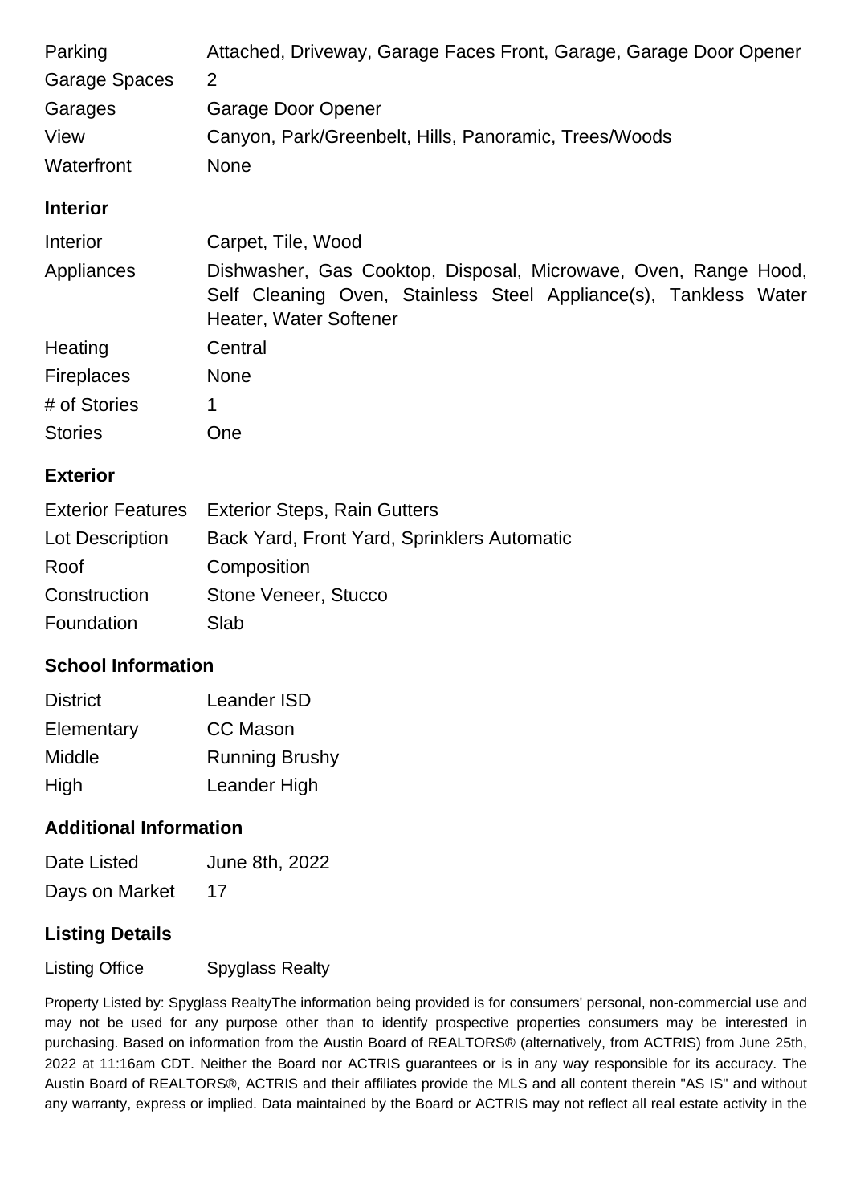| | |
|---|---|
| Parking | Attached, Driveway, Garage Faces Front, Garage, Garage Door Opener |
| Garage Spaces | 2 |
| Garages | Garage Door Opener |
| View | Canyon, Park/Greenbelt, Hills, Panoramic, Trees/Woods |
| Waterfront | None |

### Interior

| | |
|---|---|
| Interior | Carpet, Tile, Wood |
| Appliances | Dishwasher, Gas Cooktop, Disposal, Microwave, Oven, Range Hood, Self Cleaning Oven, Stainless Steel Appliance(s), Tankless Water Heater, Water Softener |
| Heating | Central |
| Fireplaces | None |
| # of Stories | 1 |
| Stories | One |

### Exterior

| | |
|---|---|
| Exterior Features | Exterior Steps, Rain Gutters |
| Lot Description | Back Yard, Front Yard, Sprinklers Automatic |
| Roof | Composition |
| Construction | Stone Veneer, Stucco |
| Foundation | Slab |

### School Information

| | |
|---|---|
| District | Leander ISD |
| Elementary | CC Mason |
| Middle | Running Brushy |
| High | Leander High |

### Additional Information

| | |
|---|---|
| Date Listed | June 8th, 2022 |
| Days on Market | 17 |

### Listing Details

| | |
|---|---|
| Listing Office | Spyglass Realty |

Property Listed by: Spyglass RealtyThe information being provided is for consumers' personal, non-commercial use and may not be used for any purpose other than to identify prospective properties consumers may be interested in purchasing. Based on information from the Austin Board of REALTORS® (alternatively, from ACTRIS) from June 25th, 2022 at 11:16am CDT. Neither the Board nor ACTRIS guarantees or is in any way responsible for its accuracy. The Austin Board of REALTORS®, ACTRIS and their affiliates provide the MLS and all content therein "AS IS" and without any warranty, express or implied. Data maintained by the Board or ACTRIS may not reflect all real estate activity in the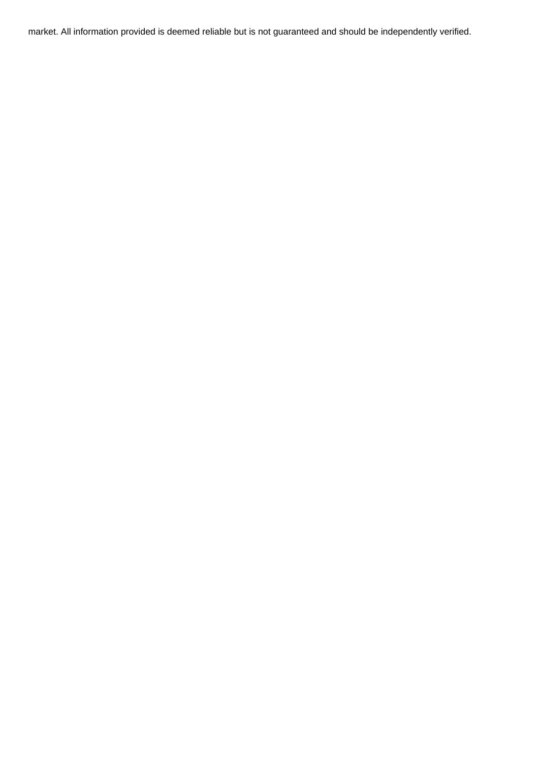market. All information provided is deemed reliable but is not guaranteed and should be independently verified.